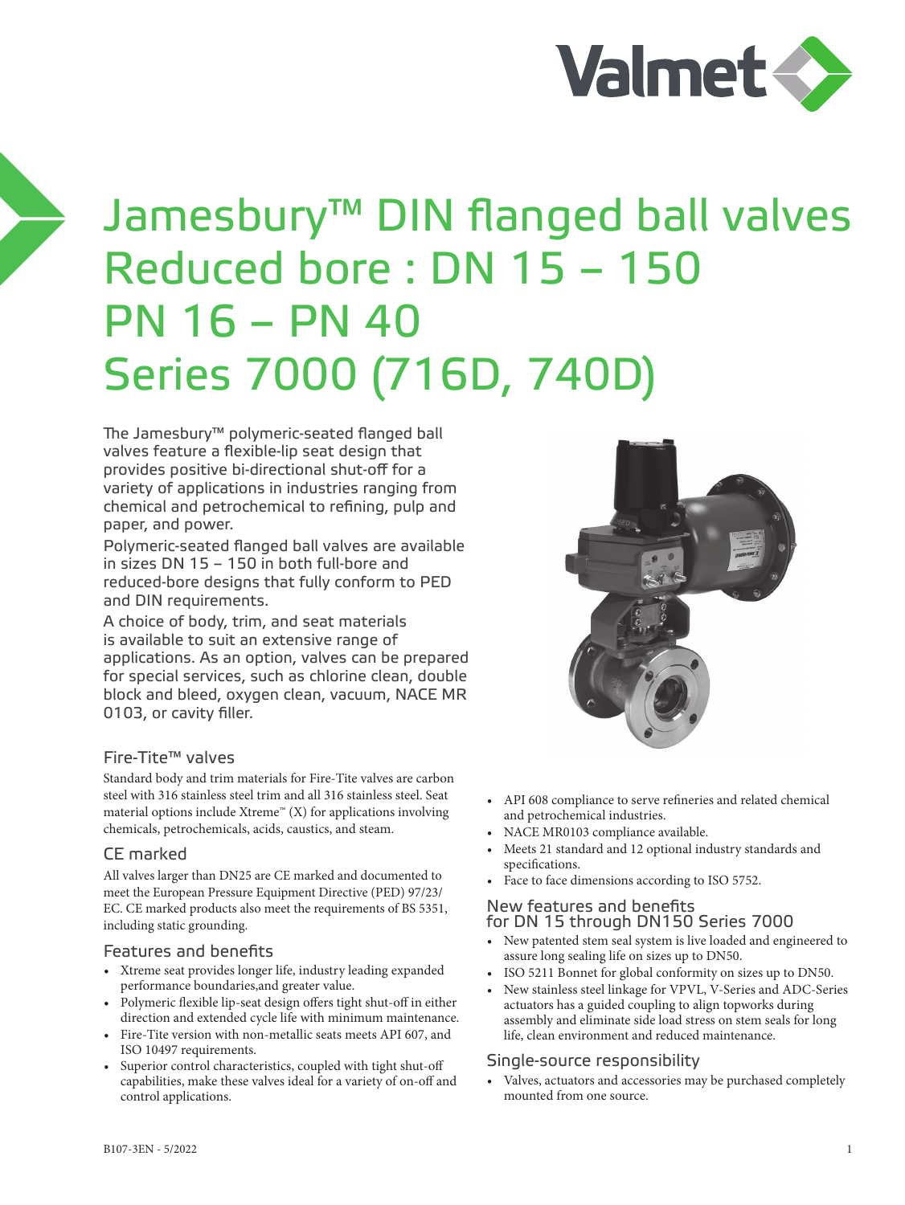# Jamesbury™ DIN flanged ball valves Reduced bore : DN 15 – 150 PN 16 – PN 40 Series 7000 (716D, 740D)

The Jamesbury™ polymeric-seated flanged ball valves feature a flexible-lip seat design that provides positive bi-directional shut-off for a variety of applications in industries ranging from chemical and petrochemical to refining, pulp and paper, and power.

Polymeric-seated flanged ball valves are available in sizes DN 15 – 150 in both full-bore and reduced-bore designs that fully conform to PED and DIN requirements.

A choice of body, trim, and seat materials is available to suit an extensive range of applications. As an option, valves can be prepared for special services, such as chlorine clean, double block and bleed, oxygen clean, vacuum, NACE MR 0103, or cavity filler.

## Fire-Tite™ valves

Standard body and trim materials for Fire-Tite valves are carbon steel with 316 stainless steel trim and all 316 stainless steel. Seat material options include Xtreme™ (X) for applications involving chemicals, petrochemicals, acids, caustics, and steam.

## CE marked

All valves larger than DN25 are CE marked and documented to meet the European Pressure Equipment Directive (PED) 97/23/EC. CE marked products also meet the requirements of BS 5351, including static grounding.

## Features and benefits

- Xtreme seat provides longer life, industry leading expanded performance boundaries,and greater value.
- Polymeric flexible lip-seat design offers tight shut-off in either direction and extended cycle life with minimum maintenance.
- Fire-Tite version with non-metallic seats meets API 607, and ISO 10497 requirements.
- Superior control characteristics, coupled with tight shut-off capabilities, make these valves ideal for a variety of on-off and control applications.
- API 608 compliance to serve refineries and related chemical and petrochemical industries.
- NACE MR0103 compliance available.
- Meets 21 standard and 12 optional industry standards and specifications.
- Face to face dimensions according to ISO 5752.

## New features and benefits for DN 15 through DN150 Series 7000

- New patented stem seal system is live loaded and engineered to assure long sealing life on sizes up to DN50.
- ISO 5211 Bonnet for global conformity on sizes up to DN50.
- New stainless steel linkage for VPVL, V-Series and ADC-Series actuators has a guided coupling to align topworks during assembly and eliminate side load stress on stem seals for long life, clean environment and reduced maintenance.

## Single-source responsibility

- Valves, actuators and accessories may be purchased completely mounted from one source.

B107-3EN - 5/2022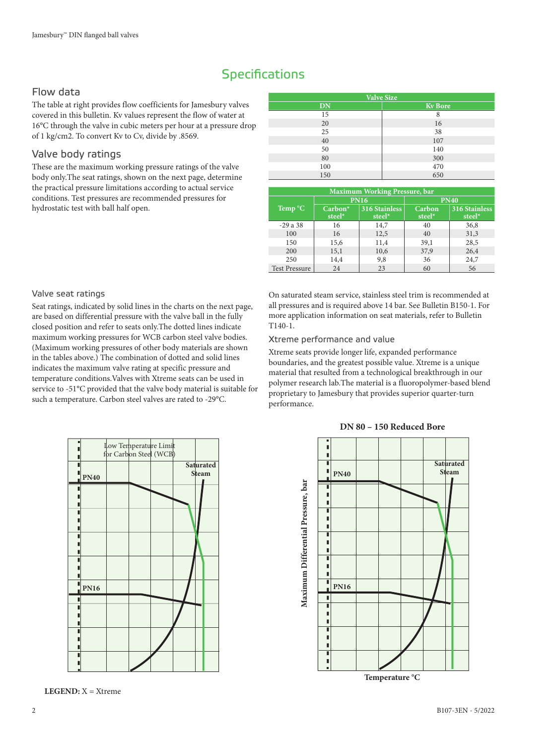# Specifications

## Flow data

The table at right provides flow coefficients for Jamesbury valves covered in this bulletin. Kv values represent the flow of water at 16°C through the valve in cubic meters per hour at a pressure drop of 1 kg/cm2. To convert Kv to Cv, divide by .8569.

| Valve Size | |
|---|---|
| DN | Kv Bore |
| 15 | 8 |
| 20 | 16 |
| 25 | 38 |
| 40 | 107 |
| 50 | 140 |
| 80 | 300 |
| 100 | 470 |
| 150 | 650 |

## Valve body ratings

These are the maximum working pressure ratings of the valve body only.The seat ratings, shown on the next page, determine the practical pressure limitations according to actual service conditions. Test pressures are recommended pressures for hydrostatic test with ball half open.

| Maximum Working Pressure, bar | | | | |
|---|---|---|---|---|
| Temp °C | PN16 | | PN40 | |
| | Carbon* steel* | 316 Stainless steel* | Carbon steel* | 316 Stainless steel* |
| -29 a 38 | 16 | 14,7 | 40 | 36,8 |
| 100 | 16 | 12,5 | 40 | 31,3 |
| 150 | 15,6 | 11,4 | 39,1 | 28,5 |
| 200 | 15,1 | 10,6 | 37,9 | 26,4 |
| 250 | 14,4 | 9,8 | 36 | 24,7 |
| Test Pressure | 24 | 23 | 60 | 56 |

### Valve seat ratings

Seat ratings, indicated by solid lines in the charts on the next page, are based on differential pressure with the valve ball in the fully closed position and refer to seats only.The dotted lines indicate maximum working pressures for WCB carbon steel valve bodies. (Maximum working pressures of other body materials are shown in the tables above.) The combination of dotted and solid lines indicates the maximum valve rating at specific pressure and temperature conditions.Valves with Xtreme seats can be used in service to -51°C provided that the valve body material is suitable for such a temperature. Carbon steel valves are rated to -29°C.

On saturated steam service, stainless steel trim is recommended at all pressures and is required above 14 bar. See Bulletin B150-1. For more application information on seat materials, refer to Bulletin T140-1.

### Xtreme performance and value

Xtreme seats provide longer life, expanded performance boundaries, and the greatest possible value. Xtreme is a unique material that resulted from a technological breakthrough in our polymer research lab.The material is a fluoropolymer-based blend proprietary to Jamesbury that provides superior quarter-turn performance.

Low Temperature Limit for Carbon Steel (WCB)

PN40

PN16

Saturated Steam

**DN 80 – 150 Reduced Bore**

Maximum Differential Pressure, bar

PN40

PN16

Saturated Steam

Temperature °C

**LEGEND:** X = Xtreme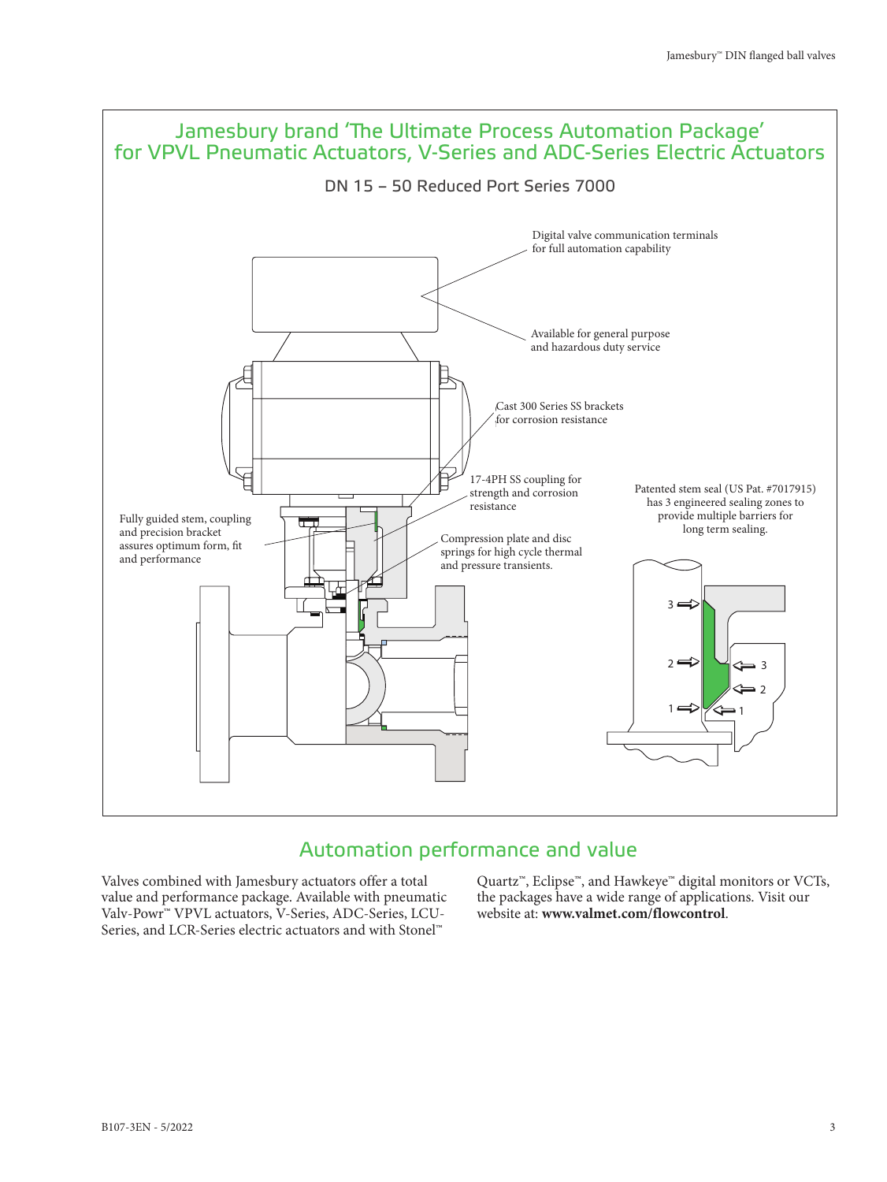## Jamesbury brand 'The Ultimate Process Automation Package' for VPVL Pneumatic Actuators, V-Series and ADC-Series Electric Actuators

### DN 15 – 50 Reduced Port Series 7000

Digital valve communication terminals for full automation capability

Available for general purpose and hazardous duty service

Cast 300 Series SS brackets for corrosion resistance

17-4PH SS coupling for strength and corrosion resistance

Fully guided stem, coupling and precision bracket assures optimum form, fit and performance

Compression plate and disc springs for high cycle thermal and pressure transients.

Patented stem seal (US Pat. #7017915) has 3 engineered sealing zones to provide multiple barriers for long term sealing.

## Automation performance and value

Valves combined with Jamesbury actuators offer a total value and performance package. Available with pneumatic Valv-Powr™ VPVL actuators, V-Series, ADC-Series, LCU-Series, and LCR-Series electric actuators and with Stonel™ Quartz™, Eclipse™, and Hawkeye™ digital monitors or VCTs, the packages have a wide range of applications. Visit our website at: **www.valmet.com/flowcontrol**.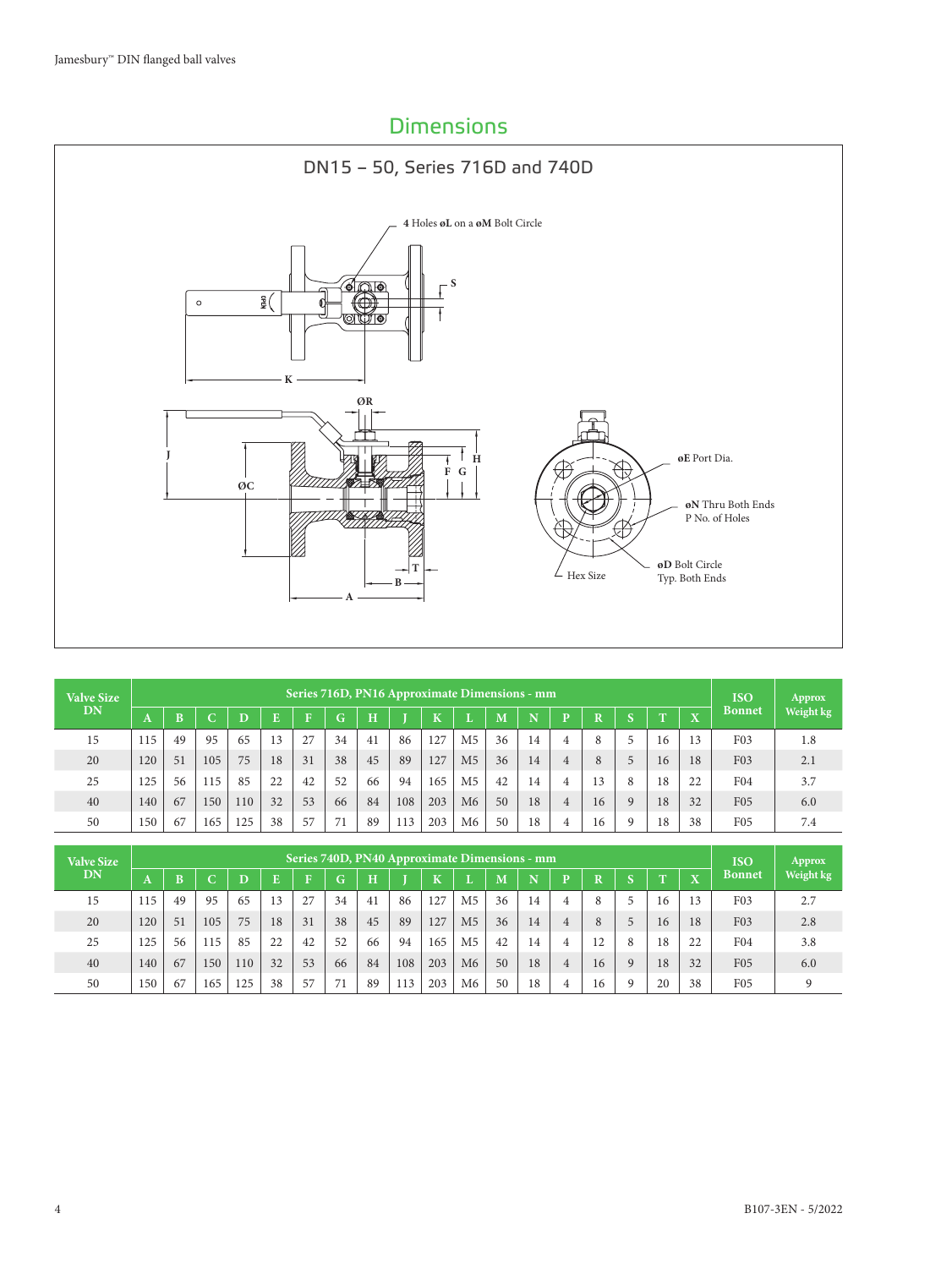## Dimensions

### DN15 – 50, Series 716D and 740D

4 Holes øL on a øM Bolt Circle

S

K

ØR

J

ØC

H

F G

T

B

A

øE Port Dia.

øN Thru Both Ends
P No. of Holes

øD Bolt Circle
Typ. Both Ends

Hex Size

| Valve Size DN | Series 716D, PN16 Approximate Dimensions - mm | | | | | | | | | | | | | | | | | | ISO Bonnet | Approx Weight kg |
|---|---|---|---|---|---|---|---|---|---|---|---|---|---|---|---|---|---|---|---|---|
| | A | B | C | D | E | F | G | H | J | K | L | M | N | P | R | S | T | X | | |
| 15 | 115 | 49 | 95 | 65 | 13 | 27 | 34 | 41 | 86 | 127 | M5 | 36 | 14 | 4 | 8 | 5 | 16 | 13 | F03 | 1.8 |
| 20 | 120 | 51 | 105 | 75 | 18 | 31 | 38 | 45 | 89 | 127 | M5 | 36 | 14 | 4 | 8 | 5 | 16 | 18 | F03 | 2.1 |
| 25 | 125 | 56 | 115 | 85 | 22 | 42 | 52 | 66 | 94 | 165 | M5 | 42 | 14 | 4 | 13 | 8 | 18 | 22 | F04 | 3.7 |
| 40 | 140 | 67 | 150 | 110 | 32 | 53 | 66 | 84 | 108 | 203 | M6 | 50 | 18 | 4 | 16 | 9 | 18 | 32 | F05 | 6.0 |
| 50 | 150 | 67 | 165 | 125 | 38 | 57 | 71 | 89 | 113 | 203 | M6 | 50 | 18 | 4 | 16 | 9 | 18 | 38 | F05 | 7.4 |

| Valve Size DN | Series 740D, PN40 Approximate Dimensions - mm | | | | | | | | | | | | | | | | | | ISO Bonnet | Approx Weight kg |
|---|---|---|---|---|---|---|---|---|---|---|---|---|---|---|---|---|---|---|---|---|
| | A | B | C | D | E | F | G | H | J | K | L | M | N | P | R | S | T | X | | |
| 15 | 115 | 49 | 95 | 65 | 13 | 27 | 34 | 41 | 86 | 127 | M5 | 36 | 14 | 4 | 8 | 5 | 16 | 13 | F03 | 2.7 |
| 20 | 120 | 51 | 105 | 75 | 18 | 31 | 38 | 45 | 89 | 127 | M5 | 36 | 14 | 4 | 8 | 5 | 16 | 18 | F03 | 2.8 |
| 25 | 125 | 56 | 115 | 85 | 22 | 42 | 52 | 66 | 94 | 165 | M5 | 42 | 14 | 4 | 12 | 8 | 18 | 22 | F04 | 3.8 |
| 40 | 140 | 67 | 150 | 110 | 32 | 53 | 66 | 84 | 108 | 203 | M6 | 50 | 18 | 4 | 16 | 9 | 18 | 32 | F05 | 6.0 |
| 50 | 150 | 67 | 165 | 125 | 38 | 57 | 71 | 89 | 113 | 203 | M6 | 50 | 18 | 4 | 16 | 9 | 20 | 38 | F05 | 9 |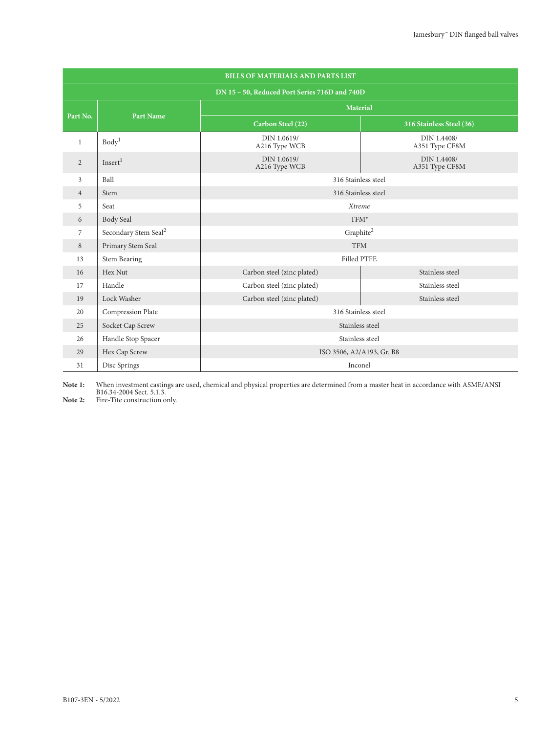| BILLS OF MATERIALS AND PARTS LIST | | | |
|---|---|---|---|
| **DN 15 – 50, Reduced Port Series 716D and 740D** | | | |
| **Part No.** | **Part Name** | **Material** | |
| | | **Carbon Steel (22)** | **316 Stainless Steel (36)** |
| 1 | Body[1] | DIN 1.0619/ A216 Type WCB | DIN 1.4408/ A351 Type CF8M |
| 2 | Insert[1] | DIN 1.0619/ A216 Type WCB | DIN 1.4408/ A351 Type CF8M |
| 3 | Ball | 316 Stainless steel | |
| 4 | Stem | 316 Stainless steel | |
| 5 | Seat | *Xtreme* | |
| 6 | Body Seal | TFM* | |
| 7 | Secondary Stem Seal[2] | Graphite[2] | |
| 8 | Primary Stem Seal | TFM | |
| 13 | Stem Bearing | Filled PTFE | |
| 16 | Hex Nut | Carbon steel (zinc plated) | Stainless steel |
| 17 | Handle | Carbon steel (zinc plated) | Stainless steel |
| 19 | Lock Washer | Carbon steel (zinc plated) | Stainless steel |
| 20 | Compression Plate | 316 Stainless steel | |
| 25 | Socket Cap Screw | Stainless steel | |
| 26 | Handle Stop Spacer | Stainless steel | |
| 29 | Hex Cap Screw | ISO 3506, A2/A193, Gr. B8 | |
| 31 | Disc Springs | Inconel | |

**Note 1:** When investment castings are used, chemical and physical properties are determined from a master heat in accordance with ASME/ANSI B16.34-2004 Sect. 5.1.3.

**Note 2:** Fire-Tite construction only.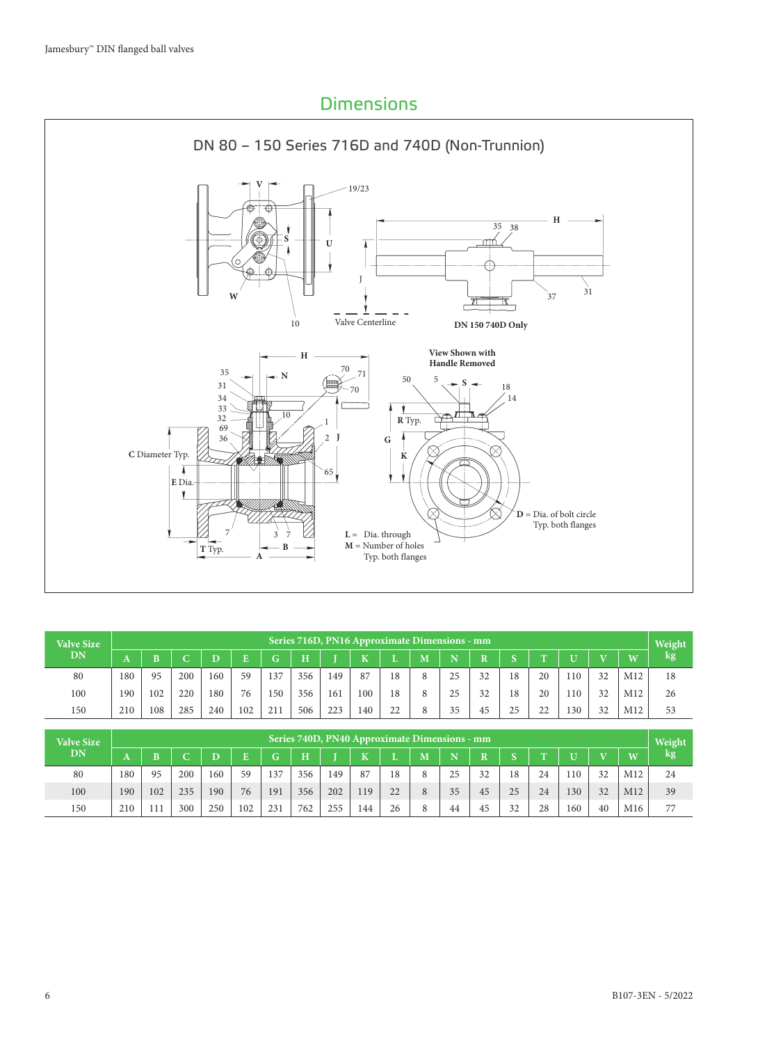# Dimensions

## DN 80 – 150 Series 716D and 740D (Non-Trunnion)

V, 19/23, S, U, J, W, 10, Valve Centerline, H, 35, 38, 37, 31, DN 150 740D Only

H, 35, N, 70, 71, 31, 70, 34, 33, 10, 32, 69, 36, 1, 2, J, C Diameter Typ., E Dia., 65, 7, 3, 7, T Typ., B, A

View Shown with Handle Removed

50, 5, S, 18, 14, R Typ., G, K

D = Dia. of bolt circle Typ. both flanges

L = Dia. through
M = Number of holes
Typ. both flanges

| Valve Size DN | Series 716D, PN16 Approximate Dimensions - mm | | | | | | | | | | | | | | | | | | Weight kg |
|---|---|---|---|---|---|---|---|---|---|---|---|---|---|---|---|---|---|---|---|
| | A | B | C | D | E | G | H | J | K | L | M | N | R | S | T | U | V | W | |
| 80 | 180 | 95 | 200 | 160 | 59 | 137 | 356 | 149 | 87 | 18 | 8 | 25 | 32 | 18 | 20 | 110 | 32 | M12 | 18 |
| 100 | 190 | 102 | 220 | 180 | 76 | 150 | 356 | 161 | 100 | 18 | 8 | 25 | 32 | 18 | 20 | 110 | 32 | M12 | 26 |
| 150 | 210 | 108 | 285 | 240 | 102 | 211 | 506 | 223 | 140 | 22 | 8 | 35 | 45 | 25 | 22 | 130 | 32 | M12 | 53 |

| Valve Size DN | Series 740D, PN40 Approximate Dimensions - mm | | | | | | | | | | | | | | | | | | Weight kg |
|---|---|---|---|---|---|---|---|---|---|---|---|---|---|---|---|---|---|---|---|
| | A | B | C | D | E | G | H | J | K | L | M | N | R | S | T | U | V | W | |
| 80 | 180 | 95 | 200 | 160 | 59 | 137 | 356 | 149 | 87 | 18 | 8 | 25 | 32 | 18 | 24 | 110 | 32 | M12 | 24 |
| 100 | 190 | 102 | 235 | 190 | 76 | 191 | 356 | 202 | 119 | 22 | 8 | 35 | 45 | 25 | 24 | 130 | 32 | M12 | 39 |
| 150 | 210 | 111 | 300 | 250 | 102 | 231 | 762 | 255 | 144 | 26 | 8 | 44 | 45 | 32 | 28 | 160 | 40 | M16 | 77 |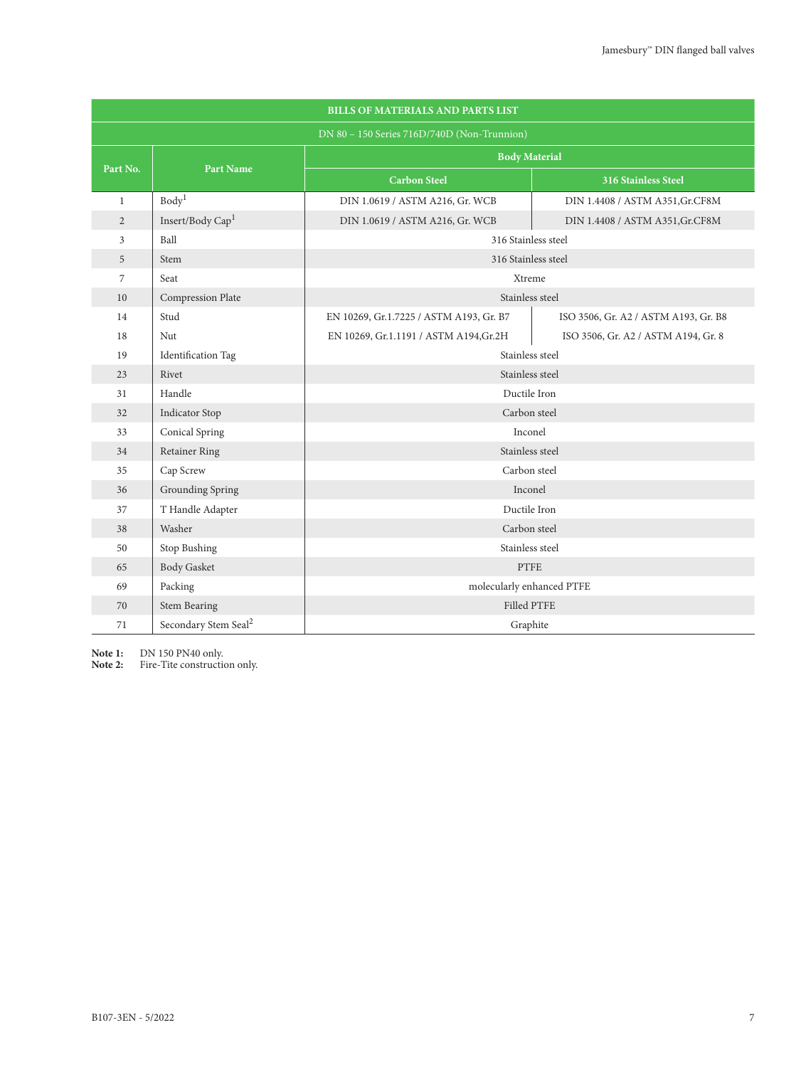| BILLS OF MATERIALS AND PARTS LIST | | | |
|---|---|---|---|
| DN 80 – 150 Series 716D/740D (Non-Trunnion) | | | |
| Part No. | Part Name | Body Material | |
| | | Carbon Steel | 316 Stainless Steel |
| 1 | Body[1] | DIN 1.0619 / ASTM A216, Gr. WCB | DIN 1.4408 / ASTM A351,Gr.CF8M |
| 2 | Insert/Body Cap[1] | DIN 1.0619 / ASTM A216, Gr. WCB | DIN 1.4408 / ASTM A351,Gr.CF8M |
| 3 | Ball | 316 Stainless steel | |
| 5 | Stem | 316 Stainless steel | |
| 7 | Seat | Xtreme | |
| 10 | Compression Plate | Stainless steel | |
| 14 | Stud | EN 10269, Gr.1.7225 / ASTM A193, Gr. B7 | ISO 3506, Gr. A2 / ASTM A193, Gr. B8 |
| 18 | Nut | EN 10269, Gr.1.1191 / ASTM A194,Gr.2H | ISO 3506, Gr. A2 / ASTM A194, Gr. 8 |
| 19 | Identification Tag | Stainless steel | |
| 23 | Rivet | Stainless steel | |
| 31 | Handle | Ductile Iron | |
| 32 | Indicator Stop | Carbon steel | |
| 33 | Conical Spring | Inconel | |
| 34 | Retainer Ring | Stainless steel | |
| 35 | Cap Screw | Carbon steel | |
| 36 | Grounding Spring | Inconel | |
| 37 | T Handle Adapter | Ductile Iron | |
| 38 | Washer | Carbon steel | |
| 50 | Stop Bushing | Stainless steel | |
| 65 | Body Gasket | PTFE | |
| 69 | Packing | molecularly enhanced PTFE | |
| 70 | Stem Bearing | Filled PTFE | |
| 71 | Secondary Stem Seal[2] | Graphite | |

**Note 1:** DN 150 PN40 only.
**Note 2:** Fire-Tite construction only.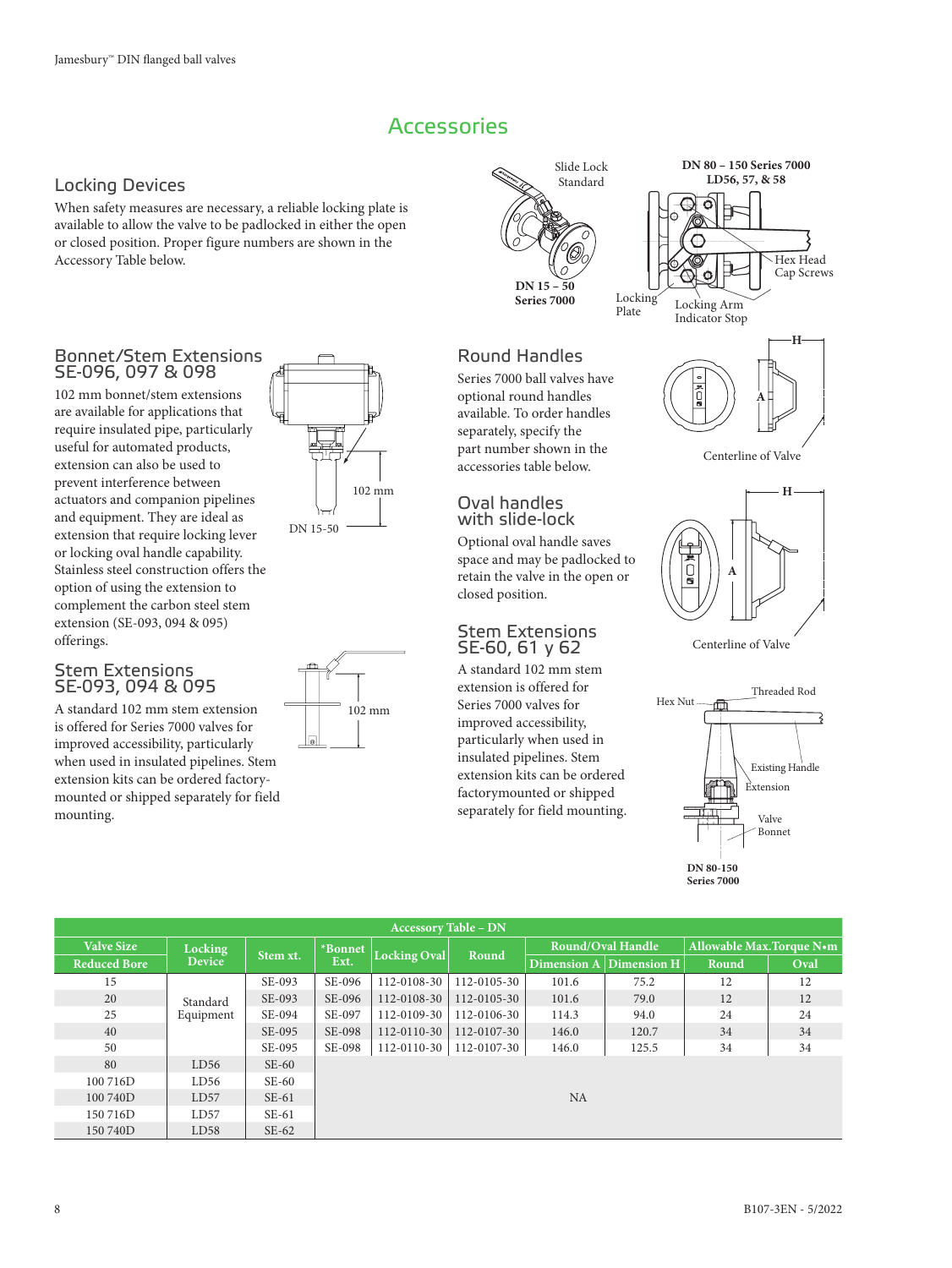# Accessories

## Locking Devices

When safety measures are necessary, a reliable locking plate is available to allow the valve to be padlocked in either the open or closed position. Proper figure numbers are shown in the Accessory Table below.

Slide Lock Standard

DN 15 – 50 Series 7000

DN 80 – 150 Series 7000 LD56, 57, & 58

Hex Head Cap Screws

Locking Plate

Locking Arm Indicator Stop

## Bonnet/Stem Extensions SE-096, 097 & 098

102 mm bonnet/stem extensions are available for applications that require insulated pipe, particularly useful for automated products, extension can also be used to prevent interference between actuators and companion pipelines and equipment. They are ideal as extension that require locking lever or locking oval handle capability. Stainless steel construction offers the option of using the extension to complement the carbon steel stem extension (SE-093, 094 & 095) offerings.

102 mm

DN 15-50

## Stem Extensions SE-093, 094 & 095

A standard 102 mm stem extension is offered for Series 7000 valves for improved accessibility, particularly when used in insulated pipelines. Stem extension kits can be ordered factory-mounted or shipped separately for field mounting.

102 mm

## Round Handles

Series 7000 ball valves have optional round handles available. To order handles separately, specify the part number shown in the accessories table below.

Centerline of Valve

## Oval handles with slide-lock

Optional oval handle saves space and may be padlocked to retain the valve in the open or closed position.

Centerline of Valve

## Stem Extensions SE-60, 61 y 62

A standard 102 mm stem extension is offered for Series 7000 valves for improved accessibility, particularly when used in insulated pipelines. Stem extension kits can be ordered factorymounted or shipped separately for field mounting.

Hex Nut, Threaded Rod, Existing Handle, Extension, Valve Bonnet

DN 80-150 Series 7000

**Accessory Table – DN**

| Valve Size | Locking Device | Stem xt. | *Bonnet Ext. | Locking Oval | Round | Round/Oval Handle | | Allowable Max.Torque N•m | |
|---|---|---|---|---|---|---|---|---|---|
| Reduced Bore | | | | | | Dimension A | Dimension H | Round | Oval |
| 15 | Standard Equipment | SE-093 | SE-096 | 112-0108-30 | 112-0105-30 | 101.6 | 75.2 | 12 | 12 |
| 20 | | SE-093 | SE-096 | 112-0108-30 | 112-0105-30 | 101.6 | 79.0 | 12 | 12 |
| 25 | | SE-094 | SE-097 | 112-0109-30 | 112-0106-30 | 114.3 | 94.0 | 24 | 24 |
| 40 | | SE-095 | SE-098 | 112-0110-30 | 112-0107-30 | 146.0 | 120.7 | 34 | 34 |
| 50 | | SE-095 | SE-098 | 112-0110-30 | 112-0107-30 | 146.0 | 125.5 | 34 | 34 |
| 80 | LD56 | SE-60 | NA | | | | | | |
| 100 716D | LD56 | SE-60 | | | | | | | |
| 100 740D | LD57 | SE-61 | | | | | | | |
| 150 716D | LD57 | SE-61 | | | | | | | |
| 150 740D | LD58 | SE-62 | | | | | | | |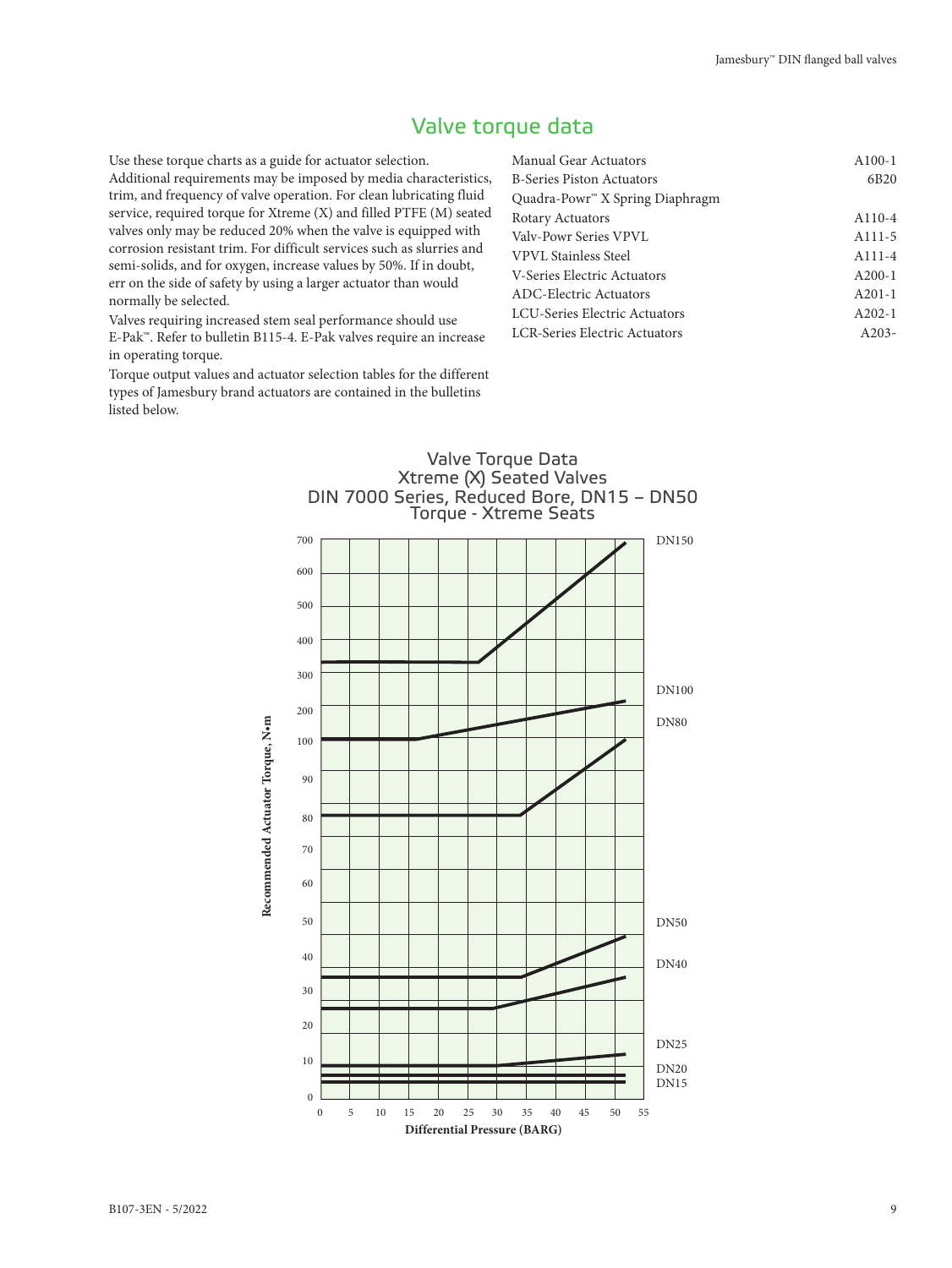## Valve torque data

Use these torque charts as a guide for actuator selection. Additional requirements may be imposed by media characteristics, trim, and frequency of valve operation. For clean lubricating fluid service, required torque for Xtreme (X) and filled PTFE (M) seated valves only may be reduced 20% when the valve is equipped with corrosion resistant trim. For difficult services such as slurries and semi-solids, and for oxygen, increase values by 50%. If in doubt, err on the side of safety by using a larger actuator than would normally be selected.

Valves requiring increased stem seal performance should use E-Pak™. Refer to bulletin B115-4. E-Pak valves require an increase in operating torque.

Torque output values and actuator selection tables for the different types of Jamesbury brand actuators are contained in the bulletins listed below.

| | |
|---|---|
| Manual Gear Actuators | A100-1 |
| B-Series Piston Actuators | 6B20 |
| Quadra-Powr™ X Spring Diaphragm | |
| Rotary Actuators | A110-4 |
| Valv-Powr Series VPVL | A111-5 |
| VPVL Stainless Steel | A111-4 |
| V-Series Electric Actuators | A200-1 |
| ADC-Electric Actuators | A201-1 |
| LCU-Series Electric Actuators | A202-1 |
| LCR-Series Electric Actuators | A203- |

Valve Torque Data
Xtreme (X) Seated Valves
DIN 7000 Series, Reduced Bore, DN15 – DN50
Torque - Xtreme Seats

Recommended Actuator Torque, N•m (0, 10, 20, 30, 40, 50, 60, 70, 80, 90, 100, 200, 300, 400, 500, 600, 700)

Differential Pressure (BARG) (0, 5, 10, 15, 20, 25, 30, 35, 40, 45, 50, 55)

Curves: DN150, DN100, DN80, DN50, DN40, DN25, DN20, DN15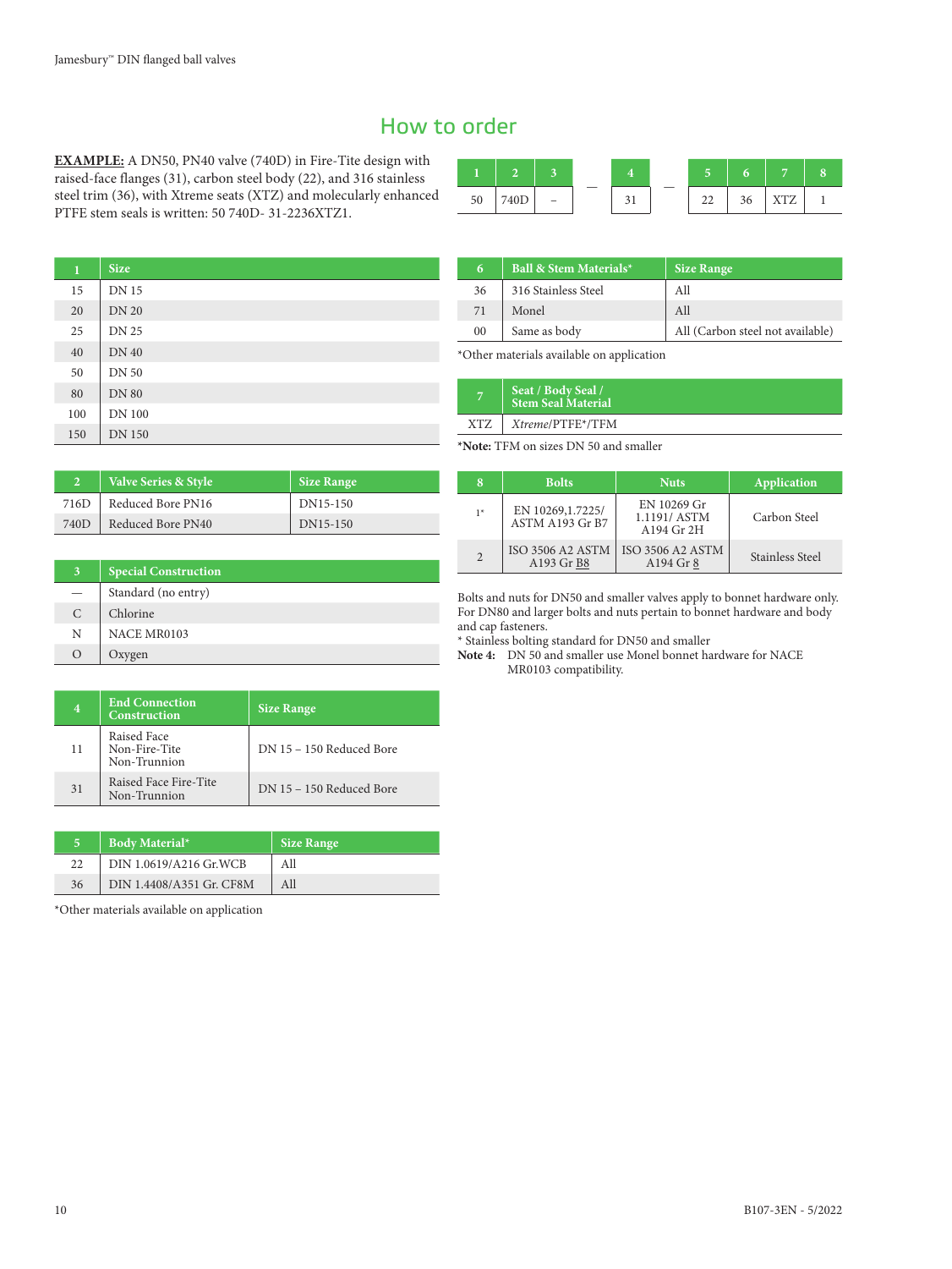## How to order

**EXAMPLE:** A DN50, PN40 valve (740D) in Fire-Tite design with raised-face flanges (31), carbon steel body (22), and 316 stainless steel trim (36), with Xtreme seats (XTZ) and molecularly enhanced PTFE stem seals is written: 50 740D- 31-2236XTZ1.

| 1 | 2 | 3 | | 4 | | 5 | 6 | 7 | 8 |
|---|---|---|---|---|---|---|---|---|---|
| 50 | 740D | – | — | 31 | — | 22 | 36 | XTZ | 1 |

| 1 | Size |
|---|---|
| 15 | DN 15 |
| 20 | DN 20 |
| 25 | DN 25 |
| 40 | DN 40 |
| 50 | DN 50 |
| 80 | DN 80 |
| 100 | DN 100 |
| 150 | DN 150 |

| 2 | Valve Series & Style | Size Range |
|---|---|---|
| 716D | Reduced Bore PN16 | DN15-150 |
| 740D | Reduced Bore PN40 | DN15-150 |

| 3 | Special Construction |
|---|---|
| — | Standard (no entry) |
| C | Chlorine |
| N | NACE MR0103 |
| O | Oxygen |

| 4 | End Connection Construction | Size Range |
|---|---|---|
| 11 | Raised Face Non-Fire-Tite Non-Trunnion | DN 15 – 150 Reduced Bore |
| 31 | Raised Face Fire-Tite Non-Trunnion | DN 15 – 150 Reduced Bore |

| 5 | Body Material* | Size Range |
|---|---|---|
| 22 | DIN 1.0619/A216 Gr.WCB | All |
| 36 | DIN 1.4408/A351 Gr. CF8M | All |

*Other materials available on application

| 6 | Ball & Stem Materials* | Size Range |
|---|---|---|
| 36 | 316 Stainless Steel | All |
| 71 | Monel | All |
| 00 | Same as body | All (Carbon steel not available) |

*Other materials available on application

| 7 | Seat / Body Seal / Stem Seal Material |
|---|---|
| XTZ | *Xtreme*/PTFE*/TFM |

***Note:** TFM on sizes DN 50 and smaller

| 8 | Bolts | Nuts | Application |
|---|---|---|---|
| 1* | EN 10269,1.7225/ ASTM A193 Gr B7 | EN 10269 Gr 1.1191/ ASTM A194 Gr 2H | Carbon Steel |
| 2 | ISO 3506 A2 ASTM A193 Gr B8 | ISO 3506 A2 ASTM A194 Gr 8 | Stainless Steel |

Bolts and nuts for DN50 and smaller valves apply to bonnet hardware only. For DN80 and larger bolts and nuts pertain to bonnet hardware and body and cap fasteners.
* Stainless bolting standard for DN50 and smaller

**Note 4:** DN 50 and smaller use Monel bonnet hardware for NACE MR0103 compatibility.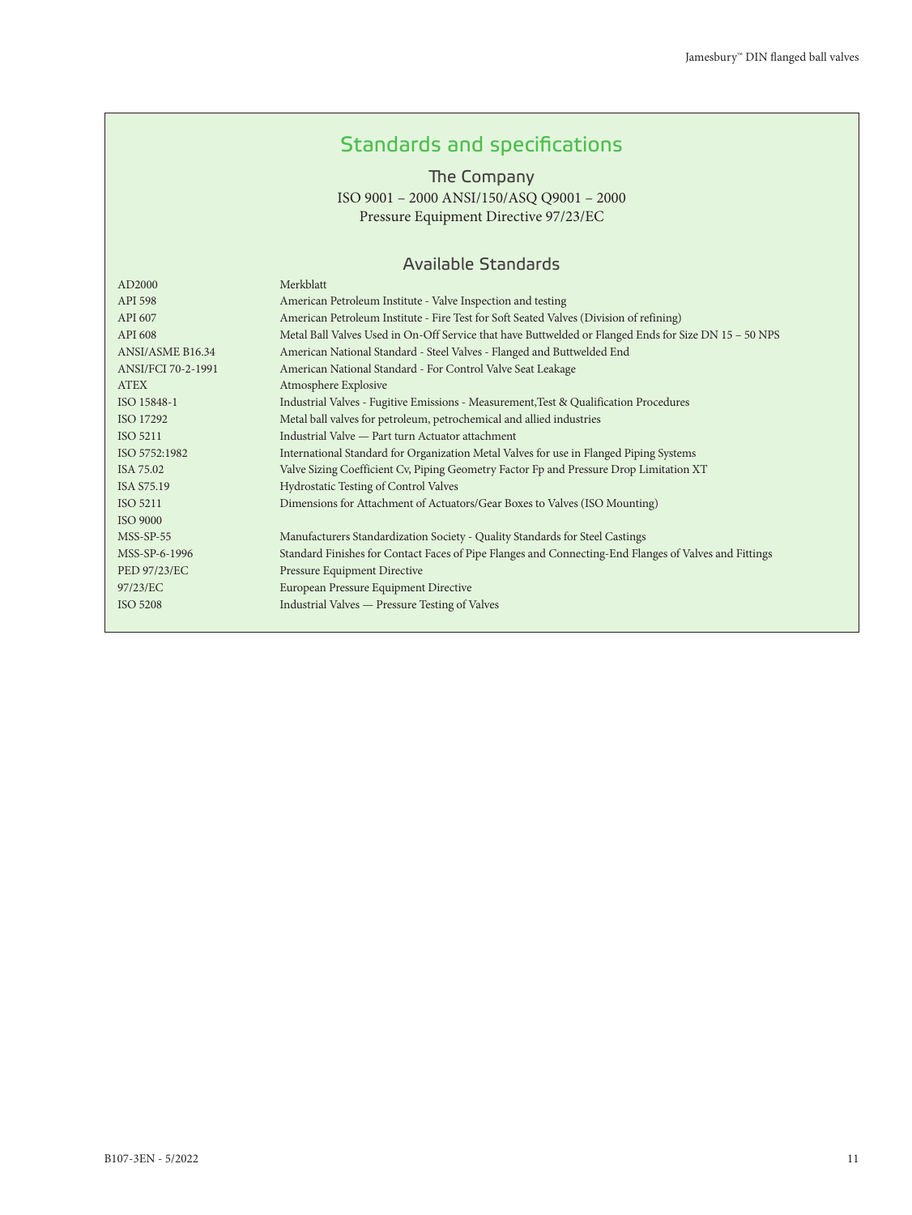## Standards and specifications

### The Company

ISO 9001 – 2000 ANSI/150/ASQ Q9001 – 2000
Pressure Equipment Directive 97/23/EC

### Available Standards

| | |
|---|---|
| AD2000 | Merkblatt |
| API 598 | American Petroleum Institute - Valve Inspection and testing |
| API 607 | American Petroleum Institute - Fire Test for Soft Seated Valves (Division of refining) |
| API 608 | Metal Ball Valves Used in On-Off Service that have Buttwelded or Flanged Ends for Size DN 15 – 50 NPS |
| ANSI/ASME B16.34 | American National Standard - Steel Valves - Flanged and Buttwelded End |
| ANSI/FCI 70-2-1991 | American National Standard - For Control Valve Seat Leakage |
| ATEX | Atmosphere Explosive |
| ISO 15848-1 | Industrial Valves - Fugitive Emissions - Measurement,Test & Qualification Procedures |
| ISO 17292 | Metal ball valves for petroleum, petrochemical and allied industries |
| ISO 5211 | Industrial Valve — Part turn Actuator attachment |
| ISO 5752:1982 | International Standard for Organization Metal Valves for use in Flanged Piping Systems |
| ISA 75.02 | Valve Sizing Coefficient Cv, Piping Geometry Factor Fp and Pressure Drop Limitation XT |
| ISA S75.19 | Hydrostatic Testing of Control Valves |
| ISO 5211 | Dimensions for Attachment of Actuators/Gear Boxes to Valves (ISO Mounting) |
| ISO 9000 | |
| MSS-SP-55 | Manufacturers Standardization Society - Quality Standards for Steel Castings |
| MSS-SP-6-1996 | Standard Finishes for Contact Faces of Pipe Flanges and Connecting-End Flanges of Valves and Fittings |
| PED 97/23/EC | Pressure Equipment Directive |
| 97/23/EC | European Pressure Equipment Directive |
| ISO 5208 | Industrial Valves — Pressure Testing of Valves |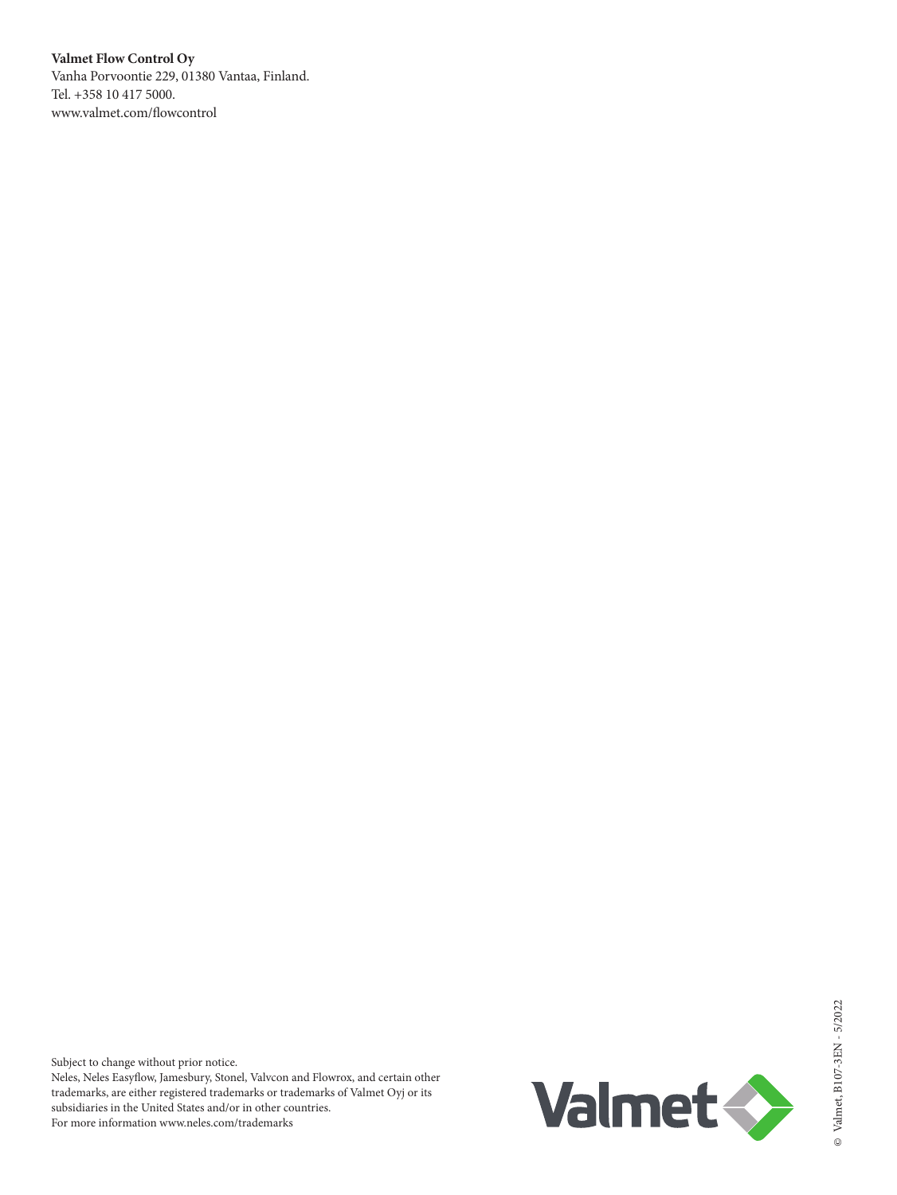**Valmet Flow Control Oy**
Vanha Porvoontie 229, 01380 Vantaa, Finland.
Tel. +358 10 417 5000.
www.valmet.com/flowcontrol

Subject to change without prior notice.
Neles, Neles Easyflow, Jamesbury, Stonel, Valvcon and Flowrox, and certain other trademarks, are either registered trademarks or trademarks of Valmet Oyj or its subsidiaries in the United States and/or in other countries.
For more information www.neles.com/trademarks

Valmet

© Valmet, B107-3EN - 5/2022